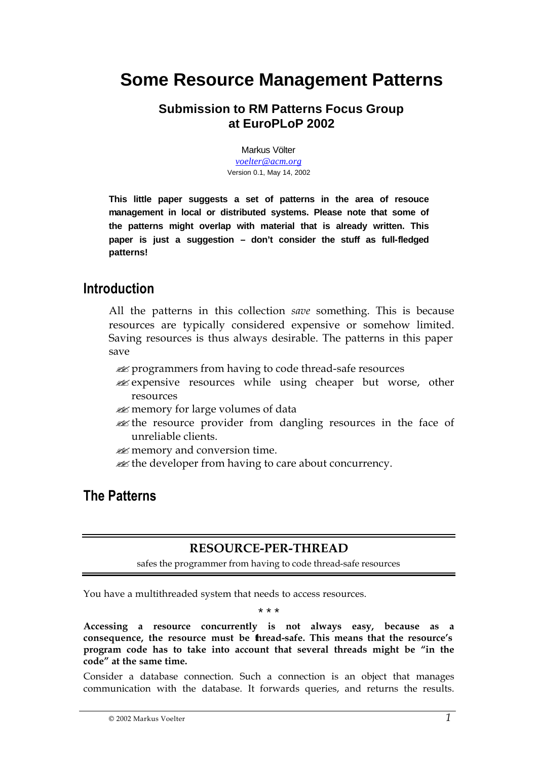# Some Resource Management Patterns

## Submission to RM Patterns Focus Group at EuroPLoP 2002

Markus Völter
*voelter@acm.org*
Version 0.1, May 14, 2002

**This little paper suggests a set of patterns in the area of resouce management in local or distributed systems. Please note that some of the patterns might overlap with material that is already written. This paper is just a suggestion – don't consider the stuff as full-fledged patterns!**

## Introduction

All the patterns in this collection *save* something. This is because resources are typically considered expensive or somehow limited. Saving resources is thus always desirable. The patterns in this paper save

- programmers from having to code thread-safe resources
- expensive resources while using cheaper but worse, other resources
- memory for large volumes of data
- the resource provider from dangling resources in the face of unreliable clients.
- memory and conversion time.
- the developer from having to care about concurrency.

## The Patterns

### RESOURCE-PER-THREAD

safes the programmer from having to code thread-safe resources

You have a multithreaded system that needs to access resources.

\* \* \*

**Accessing a resource concurrently is not always easy, because as a consequence, the resource must be thread-safe. This means that the resource's program code has to take into account that several threads might be "in the code" at the same time.**

Consider a database connection. Such a connection is an object that manages communication with the database. It forwards queries, and returns the results.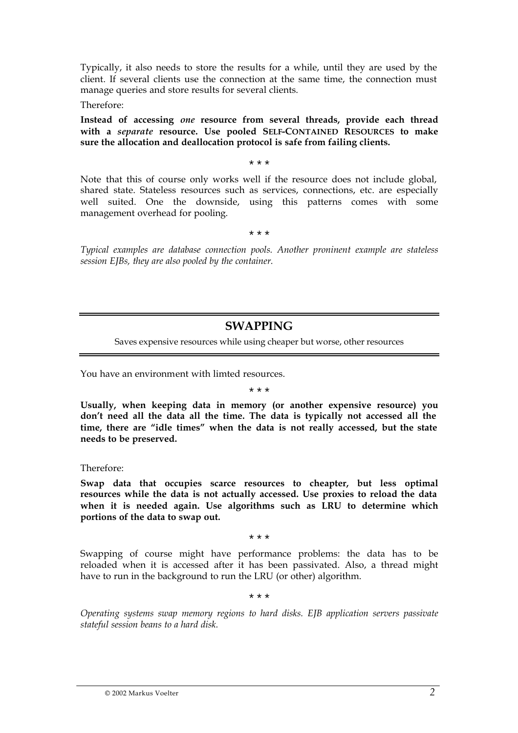Typically, it also needs to store the results for a while, until they are used by the client. If several clients use the connection at the same time, the connection must manage queries and store results for several clients.

Therefore:

**Instead of accessing *one* resource from several threads, provide each thread with a *separate* resource. Use pooled SELF-CONTAINED RESOURCES to make sure the allocation and deallocation protocol is safe from failing clients.**

\* \* \*

Note that this of course only works well if the resource does not include global, shared state. Stateless resources such as services, connections, etc. are especially well suited. One the downside, using this patterns comes with some management overhead for pooling.

\* \* \*

*Typical examples are database connection pools. Another proninent example are stateless session EJBs, they are also pooled by the container.*

## SWAPPING

Saves expensive resources while using cheaper but worse, other resources

You have an environment with limted resources.

\* \* \*

**Usually, when keeping data in memory (or another expensive resource) you don't need all the data all the time. The data is typically not accessed all the time, there are "idle times" when the data is not really accessed, but the state needs to be preserved.**

Therefore:

**Swap data that occupies scarce resources to cheapter, but less optimal resources while the data is not actually accessed. Use proxies to reload the data when it is needed again. Use algorithms such as LRU to determine which portions of the data to swap out.**

\* \* \*

Swapping of course might have performance problems: the data has to be reloaded when it is accessed after it has been passivated. Also, a thread might have to run in the background to run the LRU (or other) algorithm.

\* \* \*

*Operating systems swap memory regions to hard disks. EJB application servers passivate stateful session beans to a hard disk.*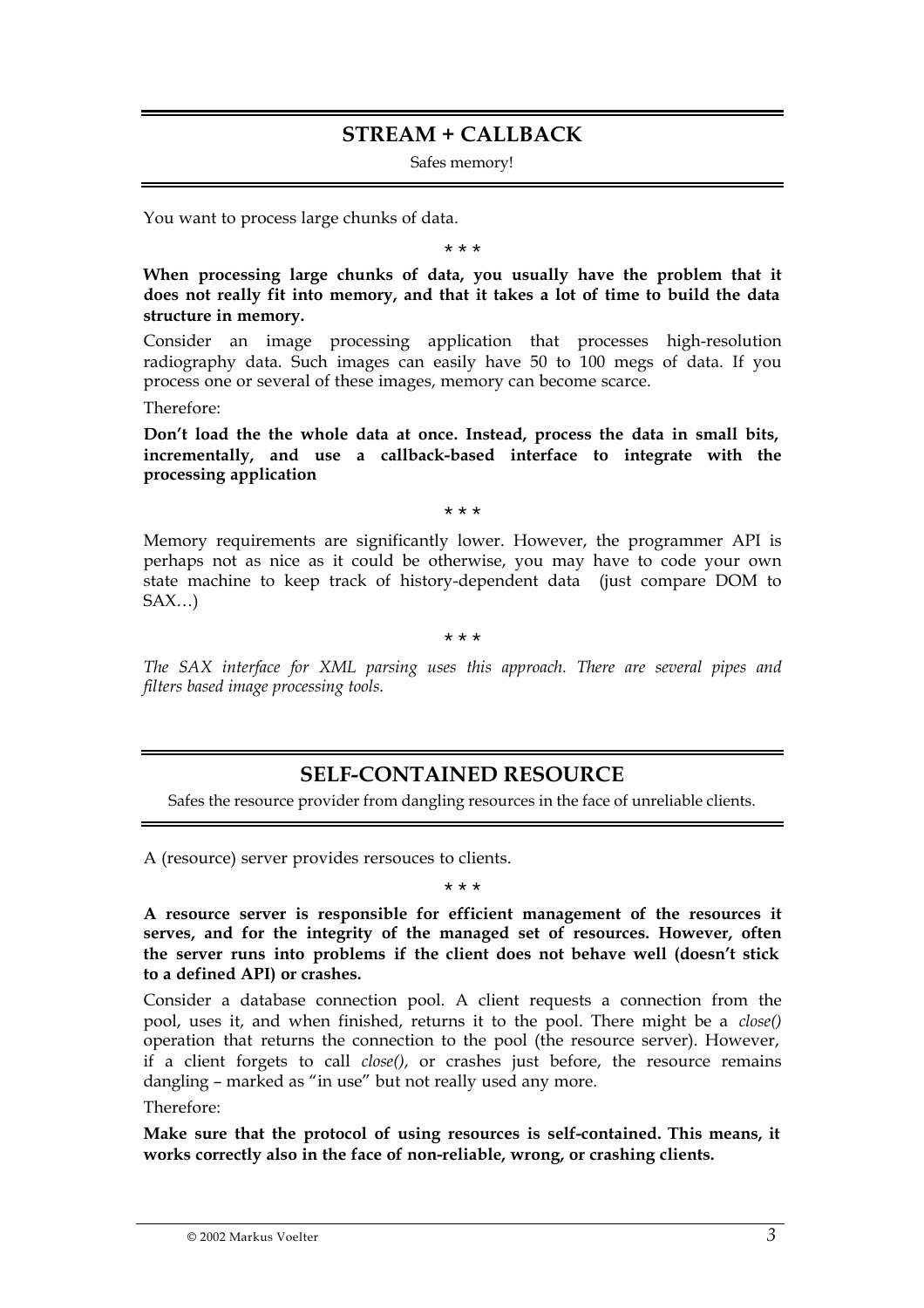## STREAM + CALLBACK

Safes memory!

You want to process large chunks of data.

\* \* \*

**When processing large chunks of data, you usually have the problem that it does not really fit into memory, and that it takes a lot of time to build the data structure in memory.**

Consider an image processing application that processes high-resolution radiography data. Such images can easily have 50 to 100 megs of data. If you process one or several of these images, memory can become scarce.

Therefore:

**Don't load the the whole data at once. Instead, process the data in small bits, incrementally, and use a callback-based interface to integrate with the processing application**

\* \* \*

Memory requirements are significantly lower. However, the programmer API is perhaps not as nice as it could be otherwise, you may have to code your own state machine to keep track of history-dependent data (just compare DOM to SAX…)

\* \* \*

*The SAX interface for XML parsing uses this approach. There are several pipes and filters based image processing tools.*

## SELF-CONTAINED RESOURCE

Safes the resource provider from dangling resources in the face of unreliable clients.

A (resource) server provides rersouces to clients.

\* \* \*

**A resource server is responsible for efficient management of the resources it serves, and for the integrity of the managed set of resources. However, often the server runs into problems if the client does not behave well (doesn't stick to a defined API) or crashes.**

Consider a database connection pool. A client requests a connection from the pool, uses it, and when finished, returns it to the pool. There might be a *close()* operation that returns the connection to the pool (the resource server). However, if a client forgets to call *close()*, or crashes just before, the resource remains dangling – marked as "in use" but not really used any more.

Therefore:

**Make sure that the protocol of using resources is self-contained. This means, it works correctly also in the face of non-reliable, wrong, or crashing clients.**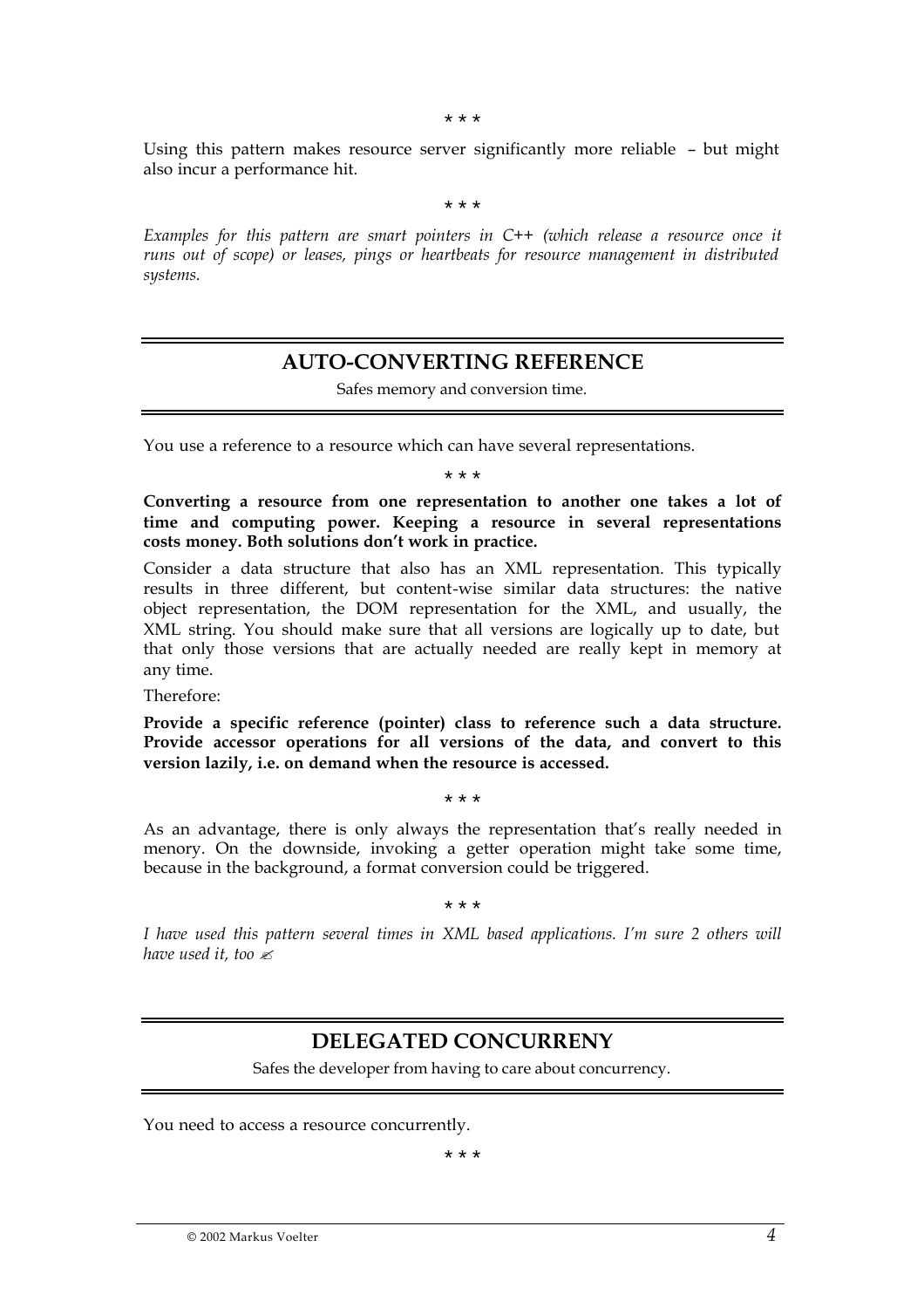\* \* \*

Using this pattern makes resource server significantly more reliable – but might also incur a performance hit.

\* \* \*

*Examples for this pattern are smart pointers in C++ (which release a resource once it runs out of scope) or leases, pings or heartbeats for resource management in distributed systems.*

## AUTO-CONVERTING REFERENCE

Safes memory and conversion time.

You use a reference to a resource which can have several representations.

\* \* \*

**Converting a resource from one representation to another one takes a lot of time and computing power. Keeping a resource in several representations costs money. Both solutions don't work in practice.**

Consider a data structure that also has an XML representation. This typically results in three different, but content-wise similar data structures: the native object representation, the DOM representation for the XML, and usually, the XML string. You should make sure that all versions are logically up to date, but that only those versions that are actually needed are really kept in memory at any time.

Therefore:

**Provide a specific reference (pointer) class to reference such a data structure. Provide accessor operations for all versions of the data, and convert to this version lazily, i.e. on demand when the resource is accessed.**

\* \* \*

As an advantage, there is only always the representation that's really needed in menory. On the downside, invoking a getter operation might take some time, because in the background, a format conversion could be triggered.

\* \* \*

*I have used this pattern several times in XML based applications. I'm sure 2 others will have used it, too* ✍

## DELEGATED CONCURRENY

Safes the developer from having to care about concurrency.

You need to access a resource concurrently.

\* \* \*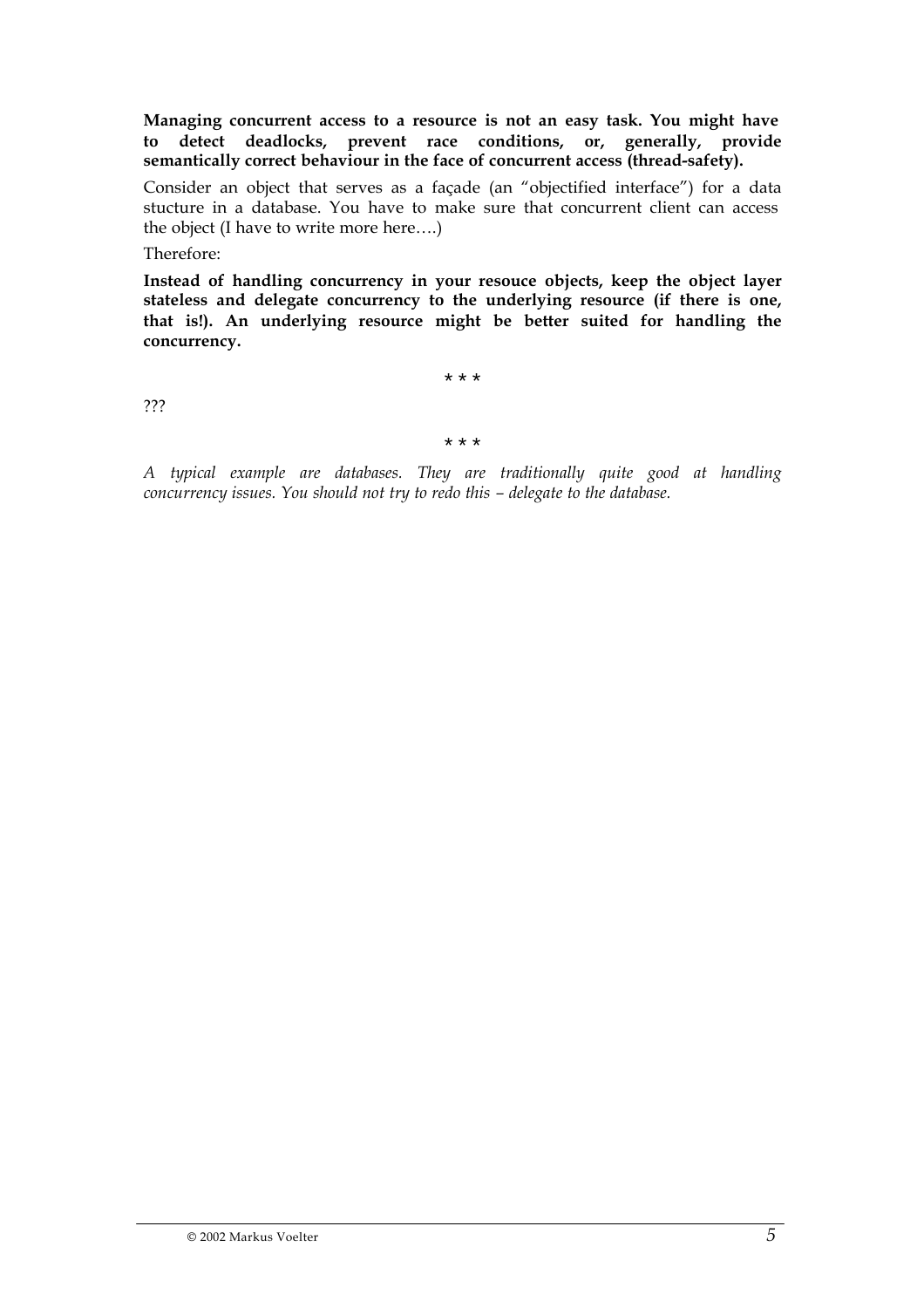**Managing concurrent access to a resource is not an easy task. You might have to detect deadlocks, prevent race conditions, or, generally, provide semantically correct behaviour in the face of concurrent access (thread-safety).**

Consider an object that serves as a façade (an "objectified interface") for a data stucture in a database. You have to make sure that concurrent client can access the object (I have to write more here….)

Therefore:

**Instead of handling concurrency in your resouce objects, keep the object layer stateless and delegate concurrency to the underlying resource (if there is one, that is!). An underlying resource might be better suited for handling the concurrency.**

\* \* \*

???

\* \* \*

*A typical example are databases. They are traditionally quite good at handling concurrency issues. You should not try to redo this – delegate to the database.*